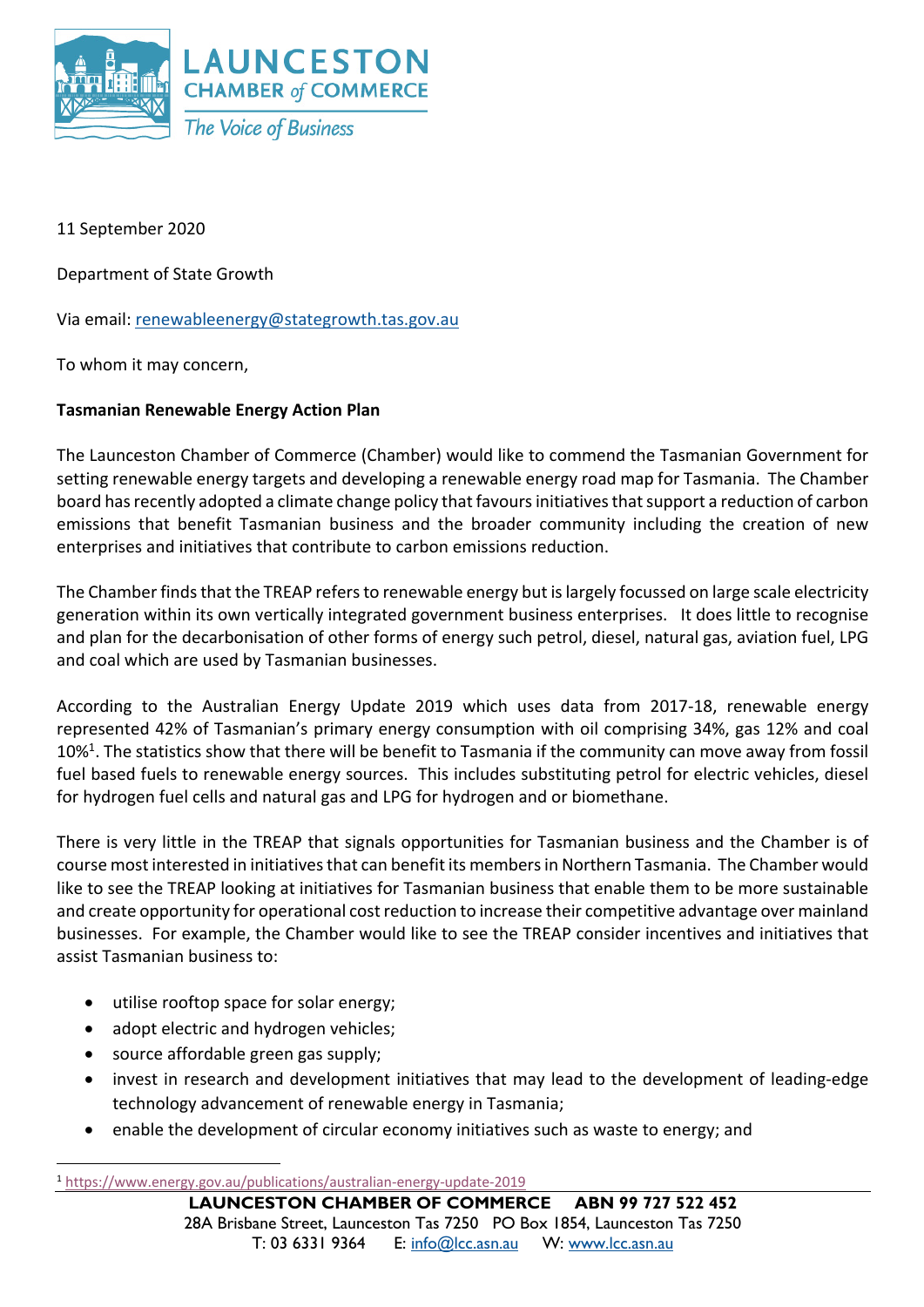LAUNCESTON CHAMBER of COMMERCE

*The Voice of Business*

11 September 2020

Department of State Growth

Via email: renewableenergy@stategrowth.tas.gov.au

To whom it may concern,

**Tasmanian Renewable Energy Action Plan**

The Launceston Chamber of Commerce (Chamber) would like to commend the Tasmanian Government for setting renewable energy targets and developing a renewable energy road map for Tasmania. The Chamber board has recently adopted a climate change policy that favours initiatives that support a reduction of carbon emissions that benefit Tasmanian business and the broader community including the creation of new enterprises and initiatives that contribute to carbon emissions reduction.

The Chamber finds that the TREAP refers to renewable energy but is largely focussed on large scale electricity generation within its own vertically integrated government business enterprises. It does little to recognise and plan for the decarbonisation of other forms of energy such petrol, diesel, natural gas, aviation fuel, LPG and coal which are used by Tasmanian businesses.

According to the Australian Energy Update 2019 which uses data from 2017-18, renewable energy represented 42% of Tasmanian's primary energy consumption with oil comprising 34%, gas 12% and coal 10%[1]. The statistics show that there will be benefit to Tasmania if the community can move away from fossil fuel based fuels to renewable energy sources. This includes substituting petrol for electric vehicles, diesel for hydrogen fuel cells and natural gas and LPG for hydrogen and or biomethane.

There is very little in the TREAP that signals opportunities for Tasmanian business and the Chamber is of course most interested in initiatives that can benefit its members in Northern Tasmania. The Chamber would like to see the TREAP looking at initiatives for Tasmanian business that enable them to be more sustainable and create opportunity for operational cost reduction to increase their competitive advantage over mainland businesses. For example, the Chamber would like to see the TREAP consider incentives and initiatives that assist Tasmanian business to:

- utilise rooftop space for solar energy;
- adopt electric and hydrogen vehicles;
- source affordable green gas supply;
- invest in research and development initiatives that may lead to the development of leading-edge technology advancement of renewable energy in Tasmania;
- enable the development of circular economy initiatives such as waste to energy; and

[1] https://www.energy.gov.au/publications/australian-energy-update-2019

**LAUNCESTON CHAMBER OF COMMERCE ABN 99 727 522 452**
28A Brisbane Street, Launceston Tas 7250 PO Box 1854, Launceston Tas 7250
T: 03 6331 9364 E: info@lcc.asn.au W: www.lcc.asn.au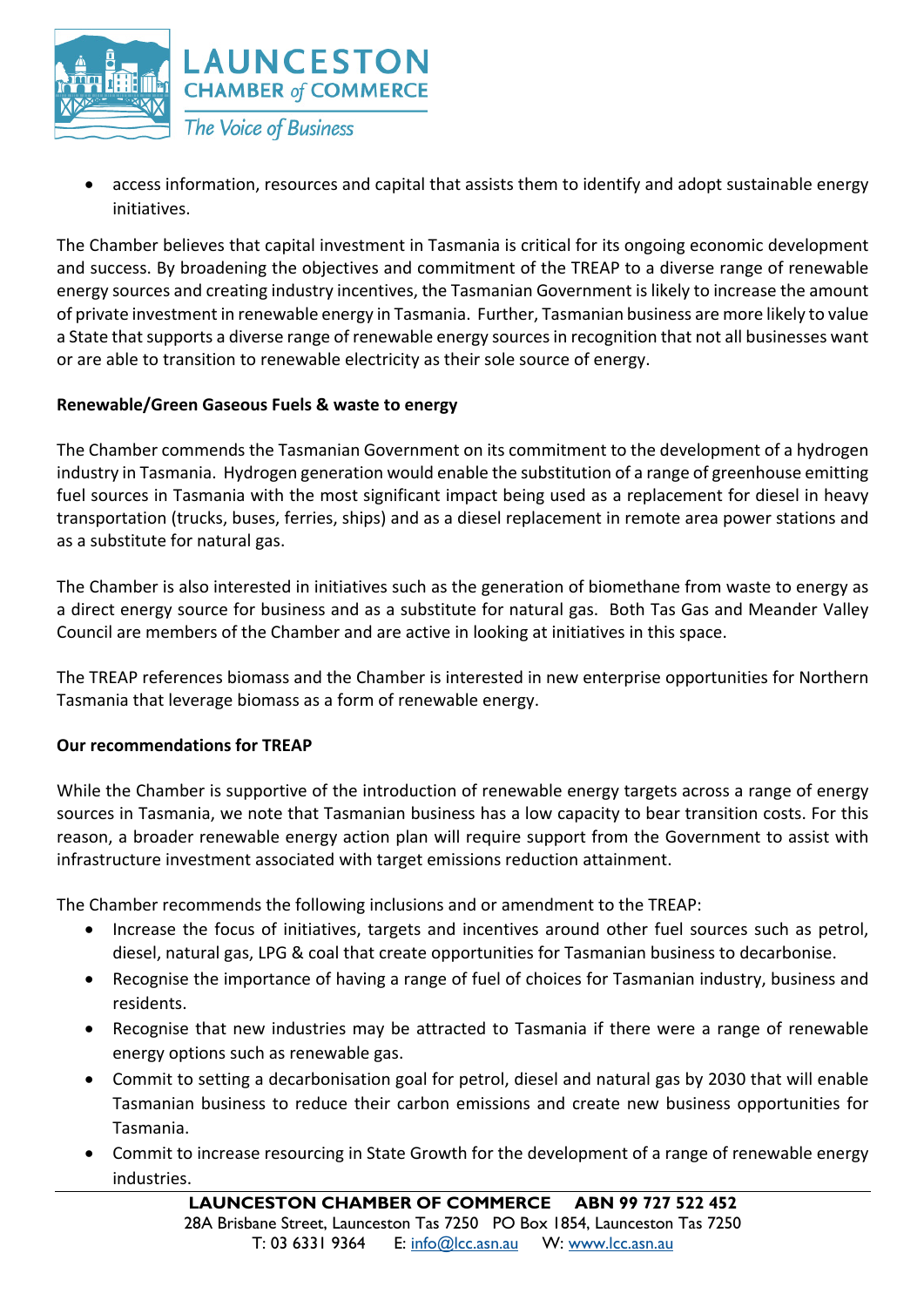- access information, resources and capital that assists them to identify and adopt sustainable energy initiatives.

The Chamber believes that capital investment in Tasmania is critical for its ongoing economic development and success. By broadening the objectives and commitment of the TREAP to a diverse range of renewable energy sources and creating industry incentives, the Tasmanian Government is likely to increase the amount of private investment in renewable energy in Tasmania. Further, Tasmanian business are more likely to value a State that supports a diverse range of renewable energy sources in recognition that not all businesses want or are able to transition to renewable electricity as their sole source of energy.

**Renewable/Green Gaseous Fuels & waste to energy**

The Chamber commends the Tasmanian Government on its commitment to the development of a hydrogen industry in Tasmania. Hydrogen generation would enable the substitution of a range of greenhouse emitting fuel sources in Tasmania with the most significant impact being used as a replacement for diesel in heavy transportation (trucks, buses, ferries, ships) and as a diesel replacement in remote area power stations and as a substitute for natural gas.

The Chamber is also interested in initiatives such as the generation of biomethane from waste to energy as a direct energy source for business and as a substitute for natural gas. Both Tas Gas and Meander Valley Council are members of the Chamber and are active in looking at initiatives in this space.

The TREAP references biomass and the Chamber is interested in new enterprise opportunities for Northern Tasmania that leverage biomass as a form of renewable energy.

**Our recommendations for TREAP**

While the Chamber is supportive of the introduction of renewable energy targets across a range of energy sources in Tasmania, we note that Tasmanian business has a low capacity to bear transition costs. For this reason, a broader renewable energy action plan will require support from the Government to assist with infrastructure investment associated with target emissions reduction attainment.

The Chamber recommends the following inclusions and or amendment to the TREAP:

- Increase the focus of initiatives, targets and incentives around other fuel sources such as petrol, diesel, natural gas, LPG & coal that create opportunities for Tasmanian business to decarbonise.
- Recognise the importance of having a range of fuel of choices for Tasmanian industry, business and residents.
- Recognise that new industries may be attracted to Tasmania if there were a range of renewable energy options such as renewable gas.
- Commit to setting a decarbonisation goal for petrol, diesel and natural gas by 2030 that will enable Tasmanian business to reduce their carbon emissions and create new business opportunities for Tasmania.
- Commit to increase resourcing in State Growth for the development of a range of renewable energy industries.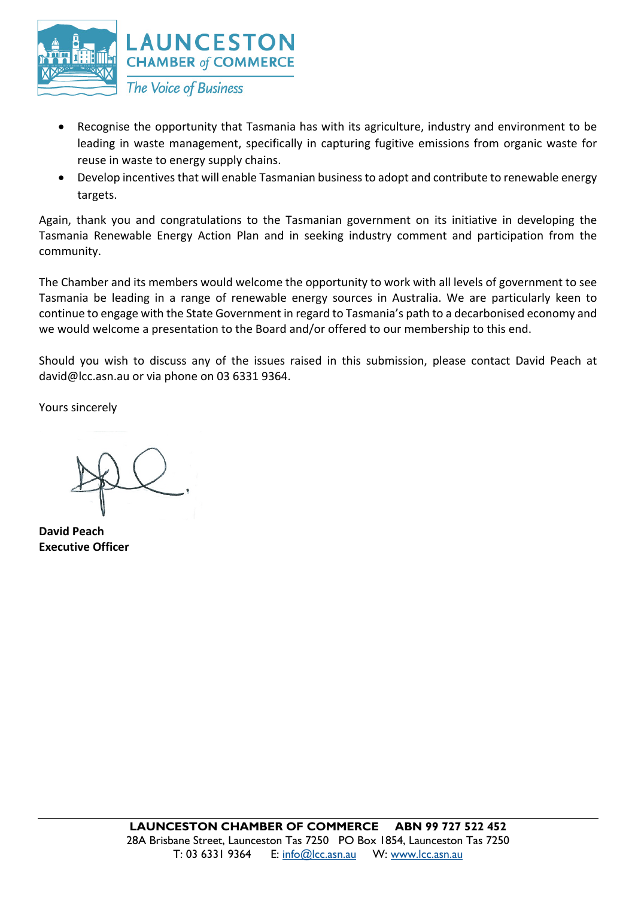- Recognise the opportunity that Tasmania has with its agriculture, industry and environment to be leading in waste management, specifically in capturing fugitive emissions from organic waste for reuse in waste to energy supply chains.
- Develop incentives that will enable Tasmanian business to adopt and contribute to renewable energy targets.

Again, thank you and congratulations to the Tasmanian government on its initiative in developing the Tasmania Renewable Energy Action Plan and in seeking industry comment and participation from the community.

The Chamber and its members would welcome the opportunity to work with all levels of government to see Tasmania be leading in a range of renewable energy sources in Australia. We are particularly keen to continue to engage with the State Government in regard to Tasmania's path to a decarbonised economy and we would welcome a presentation to the Board and/or offered to our membership to this end.

Should you wish to discuss any of the issues raised in this submission, please contact David Peach at david@lcc.asn.au or via phone on 03 6331 9364.

Yours sincerely

**David Peach**
**Executive Officer**